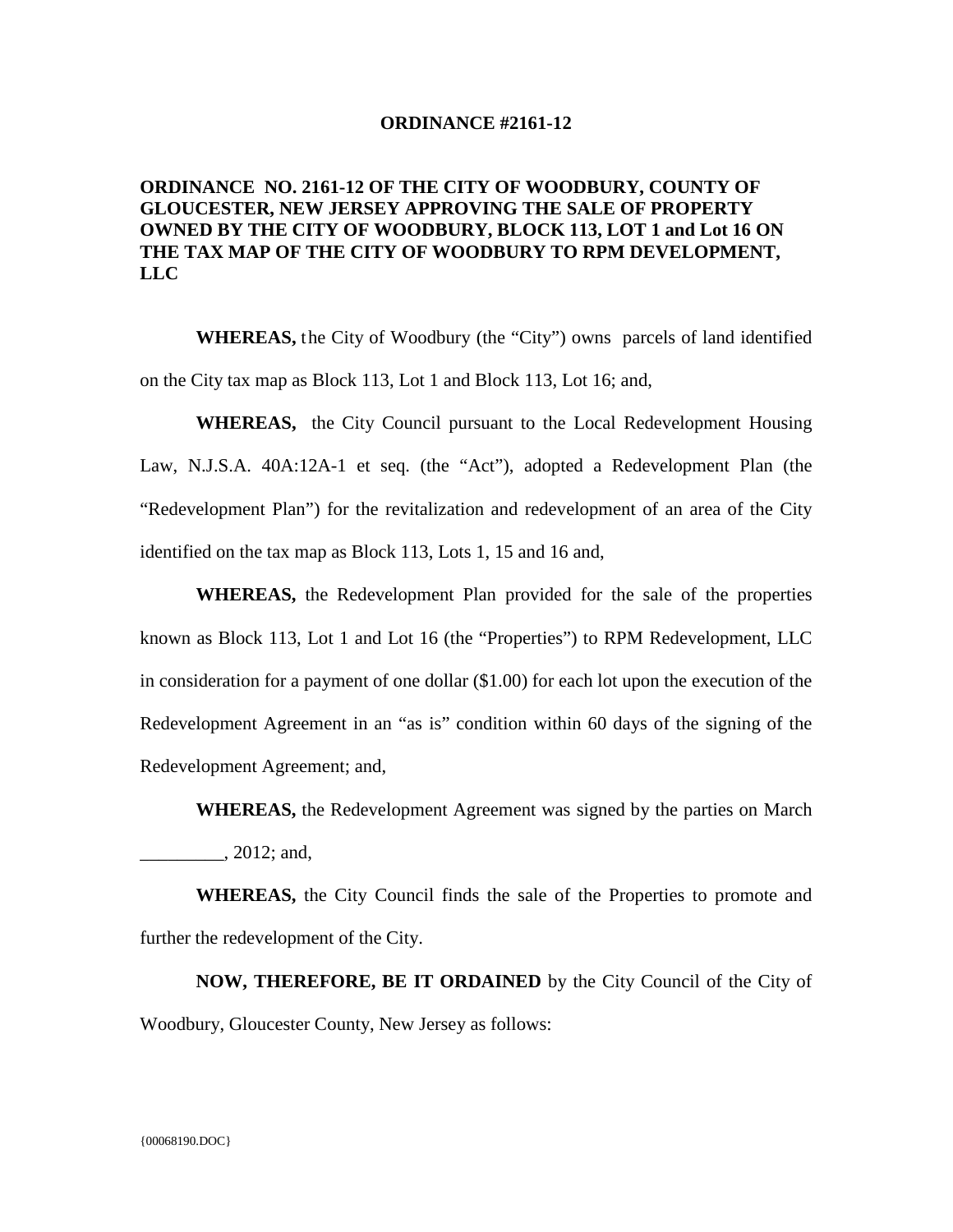# ORDINANCE #2161-12

## ORDINANCE NO. 2161-12 OF THE CITY OF WOODBURY, COUNTY OF GLOUCESTER, NEW JERSEY APPROVING THE SALE OF PROPERTY OWNED BY THE CITY OF WOODBURY, BLOCK 113, LOT 1 and Lot 16 ON THE TAX MAP OF THE CITY OF WOODBURY TO RPM DEVELOPMENT, LLC

**WHEREAS,** the City of Woodbury (the "City") owns parcels of land identified on the City tax map as Block 113, Lot 1 and Block 113, Lot 16; and,

**WHEREAS,** the City Council pursuant to the Local Redevelopment Housing Law, N.J.S.A. 40A:12A-1 et seq. (the "Act"), adopted a Redevelopment Plan (the "Redevelopment Plan") for the revitalization and redevelopment of an area of the City identified on the tax map as Block 113, Lots 1, 15 and 16 and,

**WHEREAS,** the Redevelopment Plan provided for the sale of the properties known as Block 113, Lot 1 and Lot 16 (the "Properties") to RPM Redevelopment, LLC in consideration for a payment of one dollar ($1.00) for each lot upon the execution of the Redevelopment Agreement in an "as is" condition within 60 days of the signing of the Redevelopment Agreement; and,

**WHEREAS,** the Redevelopment Agreement was signed by the parties on March _________, 2012; and,

**WHEREAS,** the City Council finds the sale of the Properties to promote and further the redevelopment of the City.

**NOW, THEREFORE, BE IT ORDAINED** by the City Council of the City of Woodbury, Gloucester County, New Jersey as follows:

{00068190.DOC}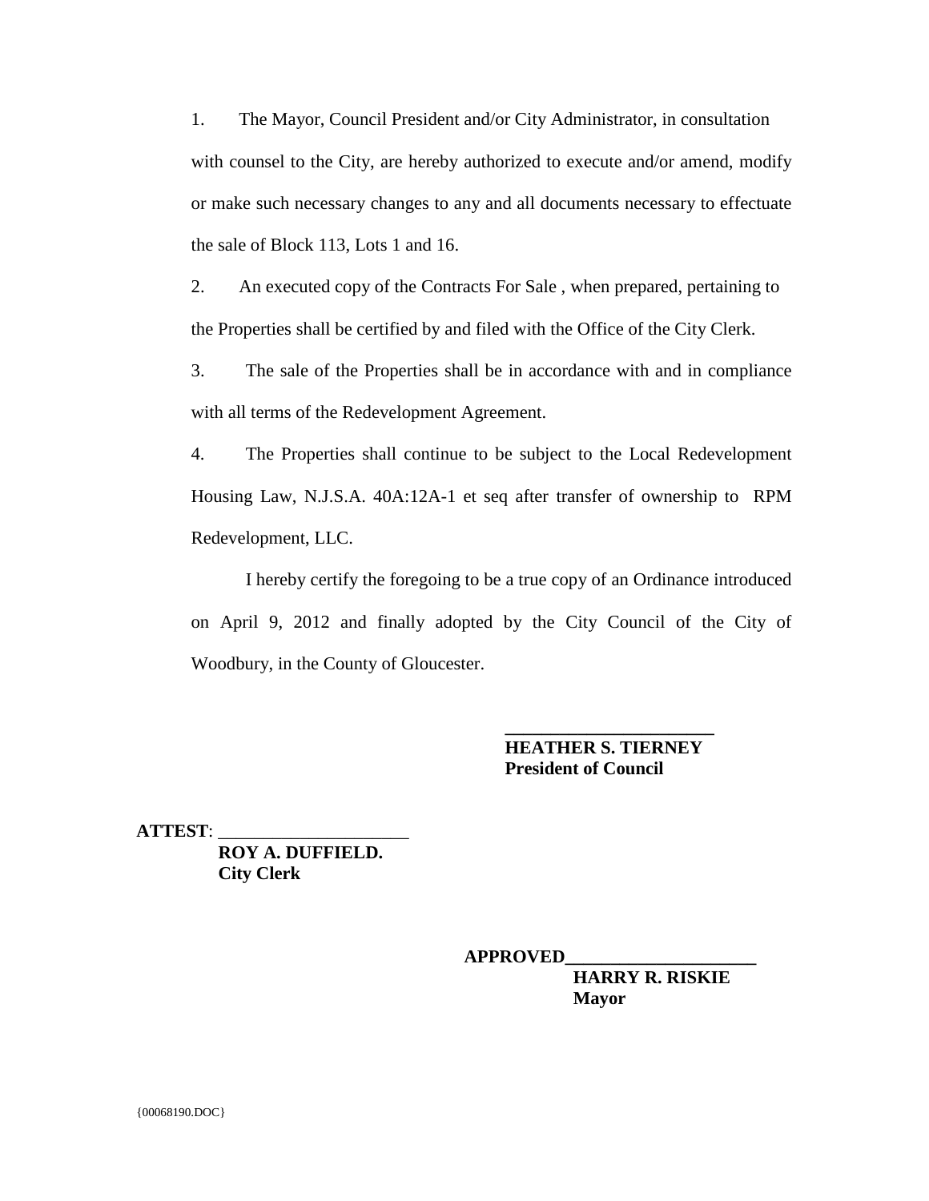1. The Mayor, Council President and/or City Administrator, in consultation with counsel to the City, are hereby authorized to execute and/or amend, modify or make such necessary changes to any and all documents necessary to effectuate the sale of Block 113, Lots 1 and 16.

2. An executed copy of the Contracts For Sale , when prepared, pertaining to the Properties shall be certified by and filed with the Office of the City Clerk.

3. The sale of the Properties shall be in accordance with and in compliance with all terms of the Redevelopment Agreement.

4. The Properties shall continue to be subject to the Local Redevelopment Housing Law, N.J.S.A. 40A:12A-1 et seq after transfer of ownership to RPM Redevelopment, LLC.

I hereby certify the foregoing to be a true copy of an Ordinance introduced on April 9, 2012 and finally adopted by the City Council of the City of Woodbury, in the County of Gloucester.

\_\_\_\_\_\_\_\_\_\_\_\_\_\_\_\_\_\_\_\_\_\_\_\_
**HEATHER S. TIERNEY**
**President of Council**

**ATTEST**: \_\_\_\_\_\_\_\_\_\_\_\_\_\_\_\_\_\_\_\_
**ROY A. DUFFIELD.**
**City Clerk**

**APPROVED**\_\_\_\_\_\_\_\_\_\_\_\_\_\_\_\_\_\_\_\_\_
**HARRY R. RISKIE**
**Mayor**

{00068190.DOC}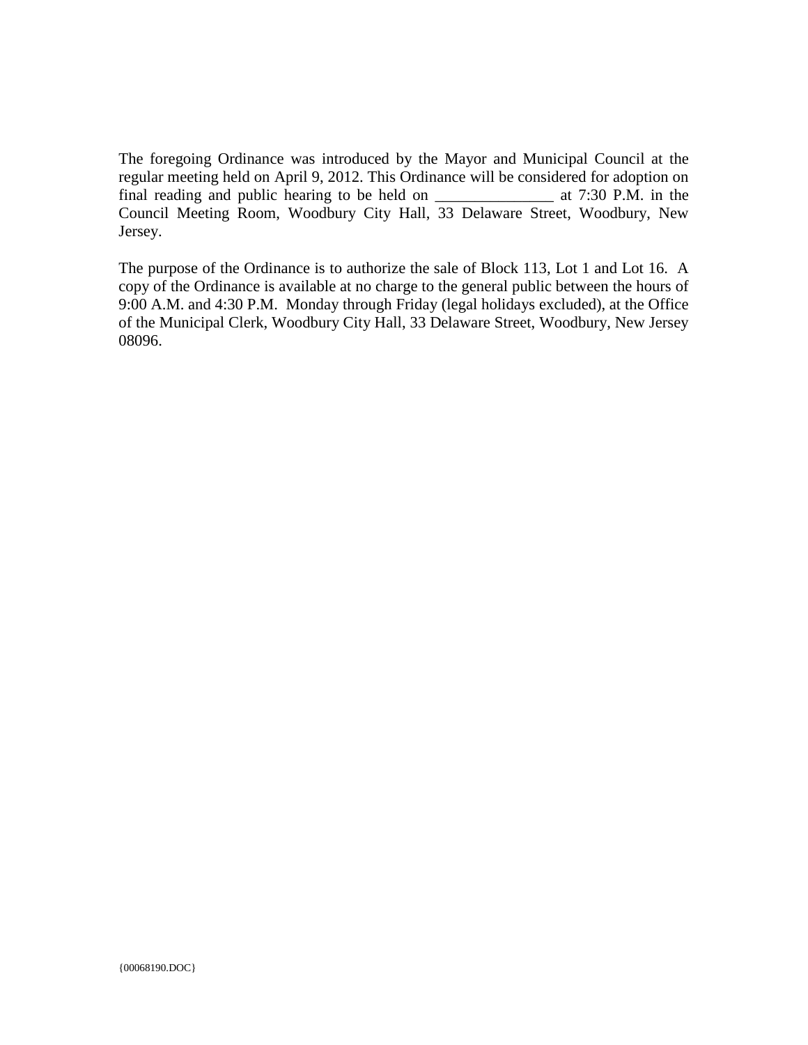The foregoing Ordinance was introduced by the Mayor and Municipal Council at the regular meeting held on April 9, 2012. This Ordinance will be considered for adoption on final reading and public hearing to be held on _______________ at 7:30 P.M. in the Council Meeting Room, Woodbury City Hall, 33 Delaware Street, Woodbury, New Jersey.

The purpose of the Ordinance is to authorize the sale of Block 113, Lot 1 and Lot 16. A copy of the Ordinance is available at no charge to the general public between the hours of 9:00 A.M. and 4:30 P.M. Monday through Friday (legal holidays excluded), at the Office of the Municipal Clerk, Woodbury City Hall, 33 Delaware Street, Woodbury, New Jersey 08096.

{00068190.DOC}